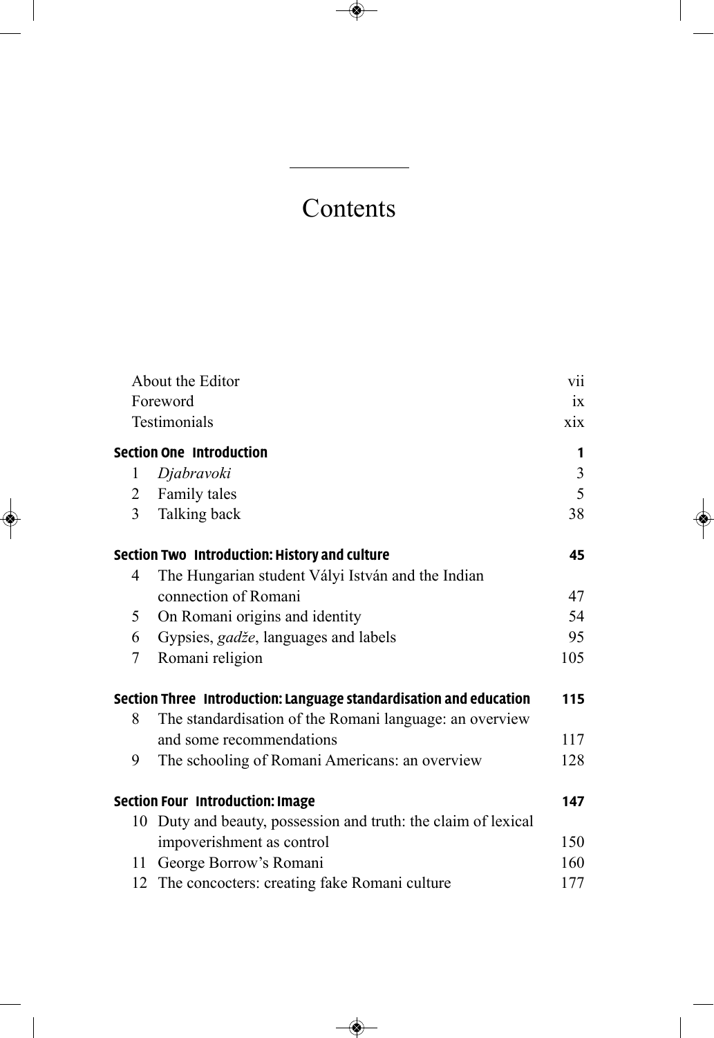# Contents

| | | |
|---|---|---|
| | About the Editor | vii |
| | Foreword | ix |
| | Testimonials | xix |
| **Section One** | **Introduction** | **1** |
| 1 | *Djabravoki* | 3 |
| 2 | Family tales | 5 |
| 3 | Talking back | 38 |
| **Section Two** | **Introduction: History and culture** | **45** |
| 4 | The Hungarian student Vályi István and the Indian connection of Romani | 47 |
| 5 | On Romani origins and identity | 54 |
| 6 | Gypsies, *gadže*, languages and labels | 95 |
| 7 | Romani religion | 105 |
| **Section Three** | **Introduction: Language standardisation and education** | **115** |
| 8 | The standardisation of the Romani language: an overview and some recommendations | 117 |
| 9 | The schooling of Romani Americans: an overview | 128 |
| **Section Four** | **Introduction: Image** | **147** |
| 10 | Duty and beauty, possession and truth: the claim of lexical impoverishment as control | 150 |
| 11 | George Borrow's Romani | 160 |
| 12 | The concocters: creating fake Romani culture | 177 |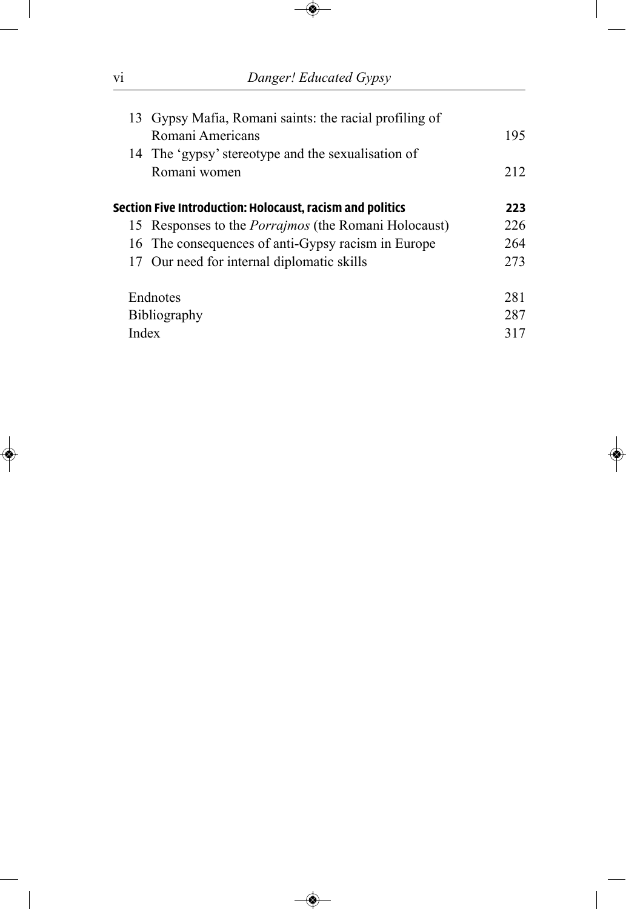13 Gypsy Mafia, Romani saints: the racial profiling of Romani Americans 195

14 The ‘gypsy’ stereotype and the sexualisation of Romani women 212

**Section Five Introduction: Holocaust, racism and politics** **223**

15 Responses to the *Porrajmos* (the Romani Holocaust) 226

16 The consequences of anti-Gypsy racism in Europe 264

17 Our need for internal diplomatic skills 273

Endnotes 281

Bibliography 287

Index 317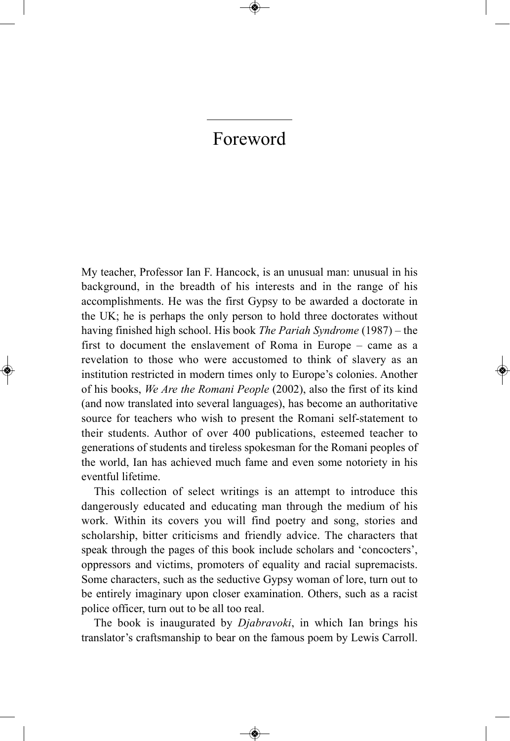# Foreword

My teacher, Professor Ian F. Hancock, is an unusual man: unusual in his background, in the breadth of his interests and in the range of his accomplishments. He was the first Gypsy to be awarded a doctorate in the UK; he is perhaps the only person to hold three doctorates without having finished high school. His book *The Pariah Syndrome* (1987) – the first to document the enslavement of Roma in Europe – came as a revelation to those who were accustomed to think of slavery as an institution restricted in modern times only to Europe's colonies. Another of his books, *We Are the Romani People* (2002), also the first of its kind (and now translated into several languages), has become an authoritative source for teachers who wish to present the Romani self-statement to their students. Author of over 400 publications, esteemed teacher to generations of students and tireless spokesman for the Romani peoples of the world, Ian has achieved much fame and even some notoriety in his eventful lifetime.

This collection of select writings is an attempt to introduce this dangerously educated and educating man through the medium of his work. Within its covers you will find poetry and song, stories and scholarship, bitter criticisms and friendly advice. The characters that speak through the pages of this book include scholars and 'concocters', oppressors and victims, promoters of equality and racial supremacists. Some characters, such as the seductive Gypsy woman of lore, turn out to be entirely imaginary upon closer examination. Others, such as a racist police officer, turn out to be all too real.

The book is inaugurated by *Djabravoki*, in which Ian brings his translator's craftsmanship to bear on the famous poem by Lewis Carroll.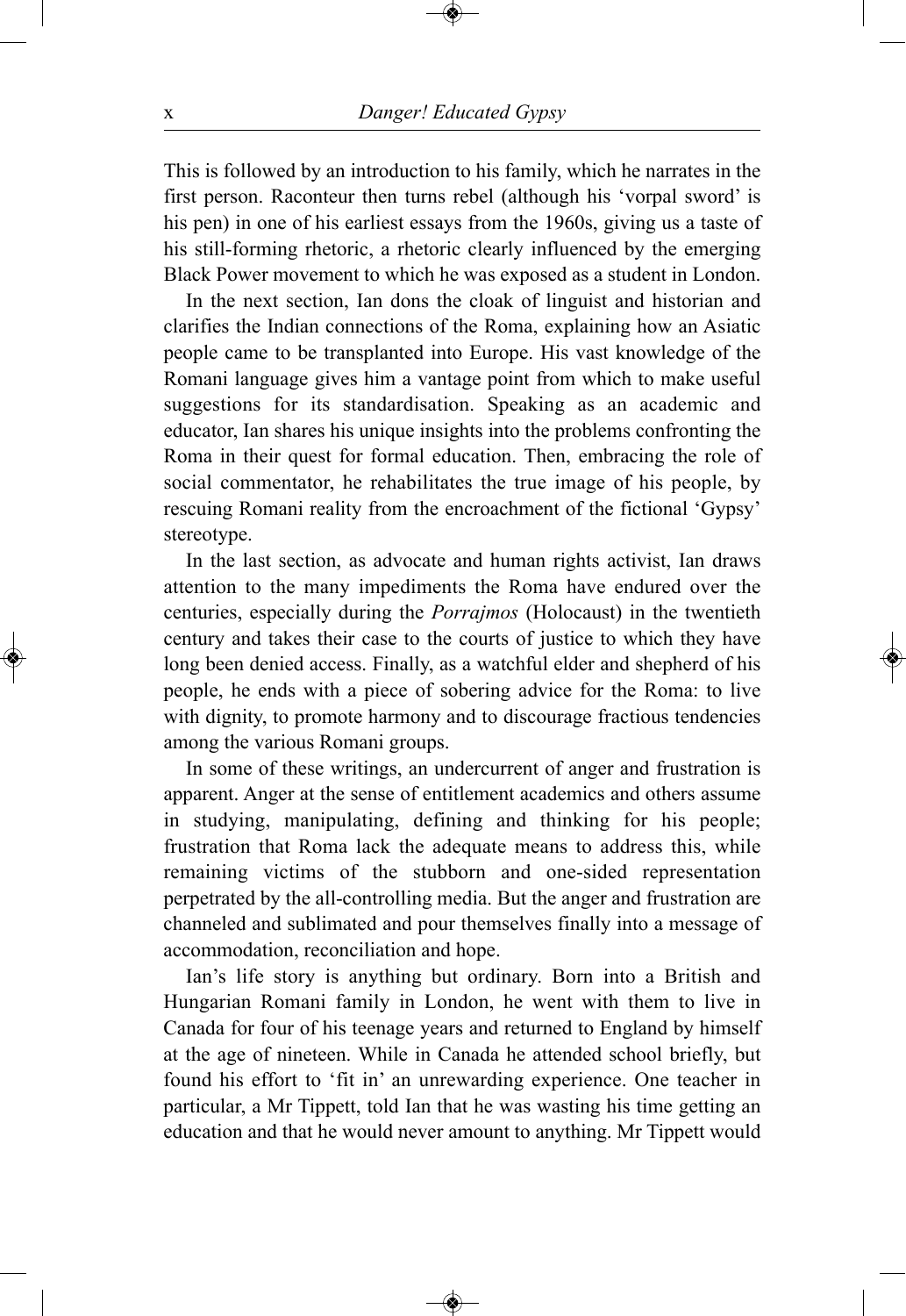This is followed by an introduction to his family, which he narrates in the first person. Raconteur then turns rebel (although his 'vorpal sword' is his pen) in one of his earliest essays from the 1960s, giving us a taste of his still-forming rhetoric, a rhetoric clearly influenced by the emerging Black Power movement to which he was exposed as a student in London.

In the next section, Ian dons the cloak of linguist and historian and clarifies the Indian connections of the Roma, explaining how an Asiatic people came to be transplanted into Europe. His vast knowledge of the Romani language gives him a vantage point from which to make useful suggestions for its standardisation. Speaking as an academic and educator, Ian shares his unique insights into the problems confronting the Roma in their quest for formal education. Then, embracing the role of social commentator, he rehabilitates the true image of his people, by rescuing Romani reality from the encroachment of the fictional 'Gypsy' stereotype.

In the last section, as advocate and human rights activist, Ian draws attention to the many impediments the Roma have endured over the centuries, especially during the *Porrajmos* (Holocaust) in the twentieth century and takes their case to the courts of justice to which they have long been denied access. Finally, as a watchful elder and shepherd of his people, he ends with a piece of sobering advice for the Roma: to live with dignity, to promote harmony and to discourage fractious tendencies among the various Romani groups.

In some of these writings, an undercurrent of anger and frustration is apparent. Anger at the sense of entitlement academics and others assume in studying, manipulating, defining and thinking for his people; frustration that Roma lack the adequate means to address this, while remaining victims of the stubborn and one-sided representation perpetrated by the all-controlling media. But the anger and frustration are channeled and sublimated and pour themselves finally into a message of accommodation, reconciliation and hope.

Ian's life story is anything but ordinary. Born into a British and Hungarian Romani family in London, he went with them to live in Canada for four of his teenage years and returned to England by himself at the age of nineteen. While in Canada he attended school briefly, but found his effort to 'fit in' an unrewarding experience. One teacher in particular, a Mr Tippett, told Ian that he was wasting his time getting an education and that he would never amount to anything. Mr Tippett would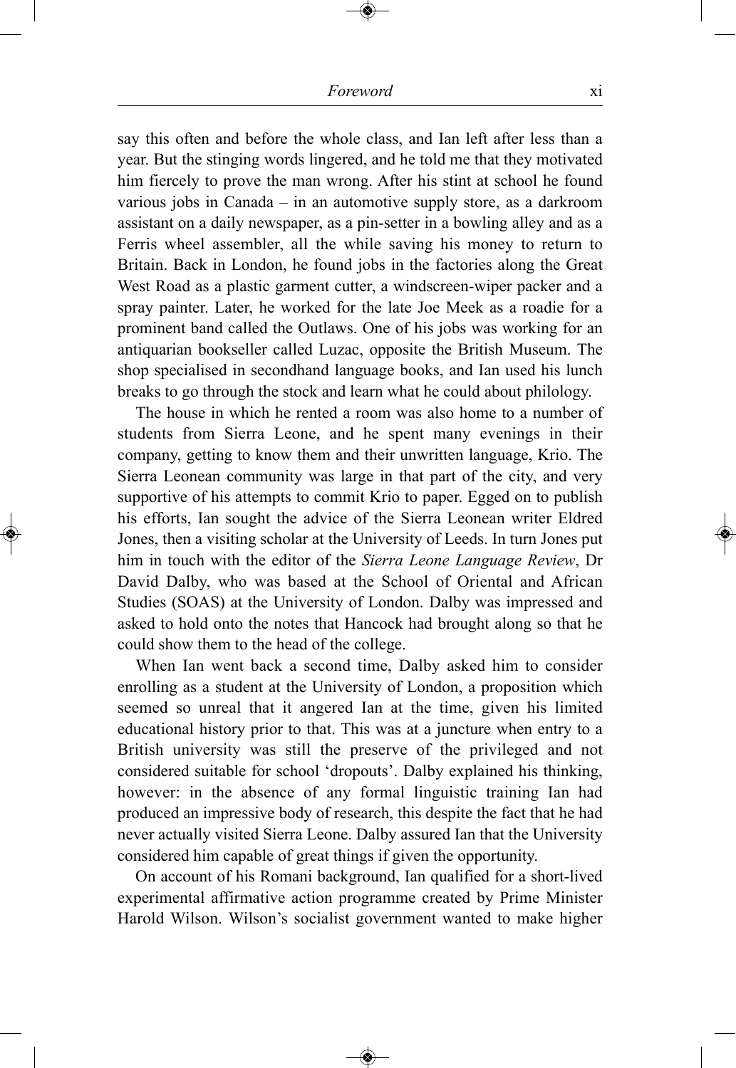say this often and before the whole class, and Ian left after less than a year. But the stinging words lingered, and he told me that they motivated him fiercely to prove the man wrong. After his stint at school he found various jobs in Canada – in an automotive supply store, as a darkroom assistant on a daily newspaper, as a pin-setter in a bowling alley and as a Ferris wheel assembler, all the while saving his money to return to Britain. Back in London, he found jobs in the factories along the Great West Road as a plastic garment cutter, a windscreen-wiper packer and a spray painter. Later, he worked for the late Joe Meek as a roadie for a prominent band called the Outlaws. One of his jobs was working for an antiquarian bookseller called Luzac, opposite the British Museum. The shop specialised in secondhand language books, and Ian used his lunch breaks to go through the stock and learn what he could about philology.

The house in which he rented a room was also home to a number of students from Sierra Leone, and he spent many evenings in their company, getting to know them and their unwritten language, Krio. The Sierra Leonean community was large in that part of the city, and very supportive of his attempts to commit Krio to paper. Egged on to publish his efforts, Ian sought the advice of the Sierra Leonean writer Eldred Jones, then a visiting scholar at the University of Leeds. In turn Jones put him in touch with the editor of the *Sierra Leone Language Review*, Dr David Dalby, who was based at the School of Oriental and African Studies (SOAS) at the University of London. Dalby was impressed and asked to hold onto the notes that Hancock had brought along so that he could show them to the head of the college.

When Ian went back a second time, Dalby asked him to consider enrolling as a student at the University of London, a proposition which seemed so unreal that it angered Ian at the time, given his limited educational history prior to that. This was at a juncture when entry to a British university was still the preserve of the privileged and not considered suitable for school 'dropouts'. Dalby explained his thinking, however: in the absence of any formal linguistic training Ian had produced an impressive body of research, this despite the fact that he had never actually visited Sierra Leone. Dalby assured Ian that the University considered him capable of great things if given the opportunity.

On account of his Romani background, Ian qualified for a short-lived experimental affirmative action programme created by Prime Minister Harold Wilson. Wilson's socialist government wanted to make higher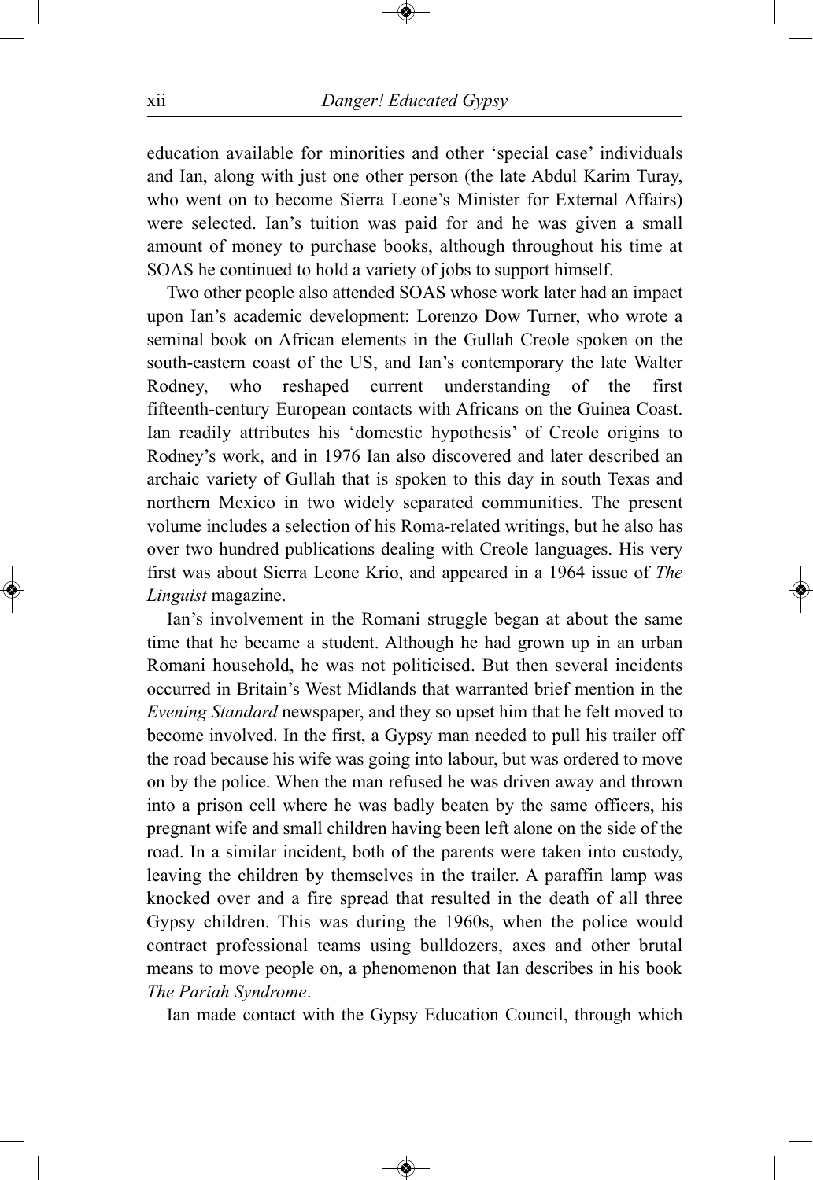education available for minorities and other 'special case' individuals and Ian, along with just one other person (the late Abdul Karim Turay, who went on to become Sierra Leone's Minister for External Affairs) were selected. Ian's tuition was paid for and he was given a small amount of money to purchase books, although throughout his time at SOAS he continued to hold a variety of jobs to support himself.

Two other people also attended SOAS whose work later had an impact upon Ian's academic development: Lorenzo Dow Turner, who wrote a seminal book on African elements in the Gullah Creole spoken on the south-eastern coast of the US, and Ian's contemporary the late Walter Rodney, who reshaped current understanding of the first fifteenth-century European contacts with Africans on the Guinea Coast. Ian readily attributes his 'domestic hypothesis' of Creole origins to Rodney's work, and in 1976 Ian also discovered and later described an archaic variety of Gullah that is spoken to this day in south Texas and northern Mexico in two widely separated communities. The present volume includes a selection of his Roma-related writings, but he also has over two hundred publications dealing with Creole languages. His very first was about Sierra Leone Krio, and appeared in a 1964 issue of *The Linguist* magazine.

Ian's involvement in the Romani struggle began at about the same time that he became a student. Although he had grown up in an urban Romani household, he was not politicised. But then several incidents occurred in Britain's West Midlands that warranted brief mention in the *Evening Standard* newspaper, and they so upset him that he felt moved to become involved. In the first, a Gypsy man needed to pull his trailer off the road because his wife was going into labour, but was ordered to move on by the police. When the man refused he was driven away and thrown into a prison cell where he was badly beaten by the same officers, his pregnant wife and small children having been left alone on the side of the road. In a similar incident, both of the parents were taken into custody, leaving the children by themselves in the trailer. A paraffin lamp was knocked over and a fire spread that resulted in the death of all three Gypsy children. This was during the 1960s, when the police would contract professional teams using bulldozers, axes and other brutal means to move people on, a phenomenon that Ian describes in his book *The Pariah Syndrome*.

Ian made contact with the Gypsy Education Council, through which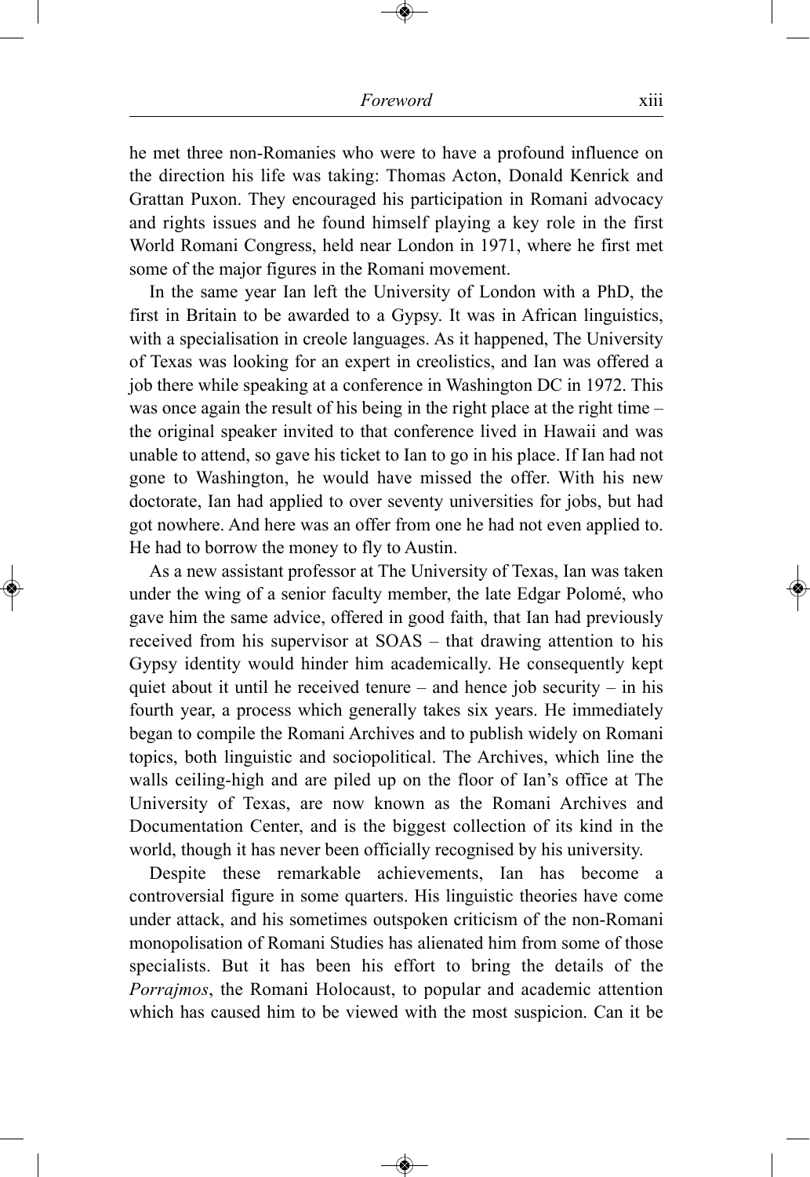he met three non-Romanies who were to have a profound influence on the direction his life was taking: Thomas Acton, Donald Kenrick and Grattan Puxon. They encouraged his participation in Romani advocacy and rights issues and he found himself playing a key role in the first World Romani Congress, held near London in 1971, where he first met some of the major figures in the Romani movement.

In the same year Ian left the University of London with a PhD, the first in Britain to be awarded to a Gypsy. It was in African linguistics, with a specialisation in creole languages. As it happened, The University of Texas was looking for an expert in creolistics, and Ian was offered a job there while speaking at a conference in Washington DC in 1972. This was once again the result of his being in the right place at the right time – the original speaker invited to that conference lived in Hawaii and was unable to attend, so gave his ticket to Ian to go in his place. If Ian had not gone to Washington, he would have missed the offer. With his new doctorate, Ian had applied to over seventy universities for jobs, but had got nowhere. And here was an offer from one he had not even applied to. He had to borrow the money to fly to Austin.

As a new assistant professor at The University of Texas, Ian was taken under the wing of a senior faculty member, the late Edgar Polomé, who gave him the same advice, offered in good faith, that Ian had previously received from his supervisor at SOAS – that drawing attention to his Gypsy identity would hinder him academically. He consequently kept quiet about it until he received tenure – and hence job security – in his fourth year, a process which generally takes six years. He immediately began to compile the Romani Archives and to publish widely on Romani topics, both linguistic and sociopolitical. The Archives, which line the walls ceiling-high and are piled up on the floor of Ian's office at The University of Texas, are now known as the Romani Archives and Documentation Center, and is the biggest collection of its kind in the world, though it has never been officially recognised by his university.

Despite these remarkable achievements, Ian has become a controversial figure in some quarters. His linguistic theories have come under attack, and his sometimes outspoken criticism of the non-Romani monopolisation of Romani Studies has alienated him from some of those specialists. But it has been his effort to bring the details of the *Porrajmos*, the Romani Holocaust, to popular and academic attention which has caused him to be viewed with the most suspicion. Can it be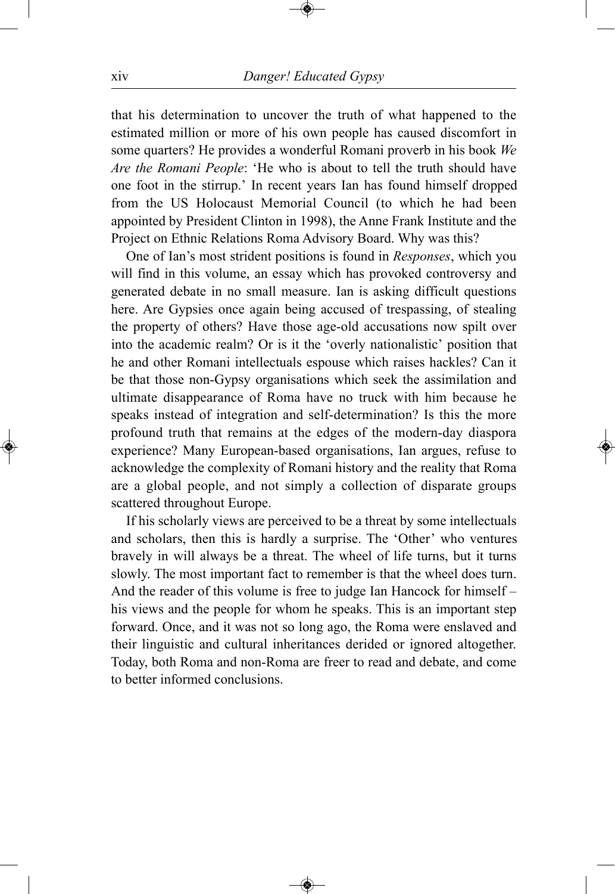that his determination to uncover the truth of what happened to the estimated million or more of his own people has caused discomfort in some quarters? He provides a wonderful Romani proverb in his book *We Are the Romani People*: 'He who is about to tell the truth should have one foot in the stirrup.' In recent years Ian has found himself dropped from the US Holocaust Memorial Council (to which he had been appointed by President Clinton in 1998), the Anne Frank Institute and the Project on Ethnic Relations Roma Advisory Board. Why was this?

One of Ian's most strident positions is found in *Responses*, which you will find in this volume, an essay which has provoked controversy and generated debate in no small measure. Ian is asking difficult questions here. Are Gypsies once again being accused of trespassing, of stealing the property of others? Have those age-old accusations now spilt over into the academic realm? Or is it the 'overly nationalistic' position that he and other Romani intellectuals espouse which raises hackles? Can it be that those non-Gypsy organisations which seek the assimilation and ultimate disappearance of Roma have no truck with him because he speaks instead of integration and self-determination? Is this the more profound truth that remains at the edges of the modern-day diaspora experience? Many European-based organisations, Ian argues, refuse to acknowledge the complexity of Romani history and the reality that Roma are a global people, and not simply a collection of disparate groups scattered throughout Europe.

If his scholarly views are perceived to be a threat by some intellectuals and scholars, then this is hardly a surprise. The 'Other' who ventures bravely in will always be a threat. The wheel of life turns, but it turns slowly. The most important fact to remember is that the wheel does turn. And the reader of this volume is free to judge Ian Hancock for himself – his views and the people for whom he speaks. This is an important step forward. Once, and it was not so long ago, the Roma were enslaved and their linguistic and cultural inheritances derided or ignored altogether. Today, both Roma and non-Roma are freer to read and debate, and come to better informed conclusions.